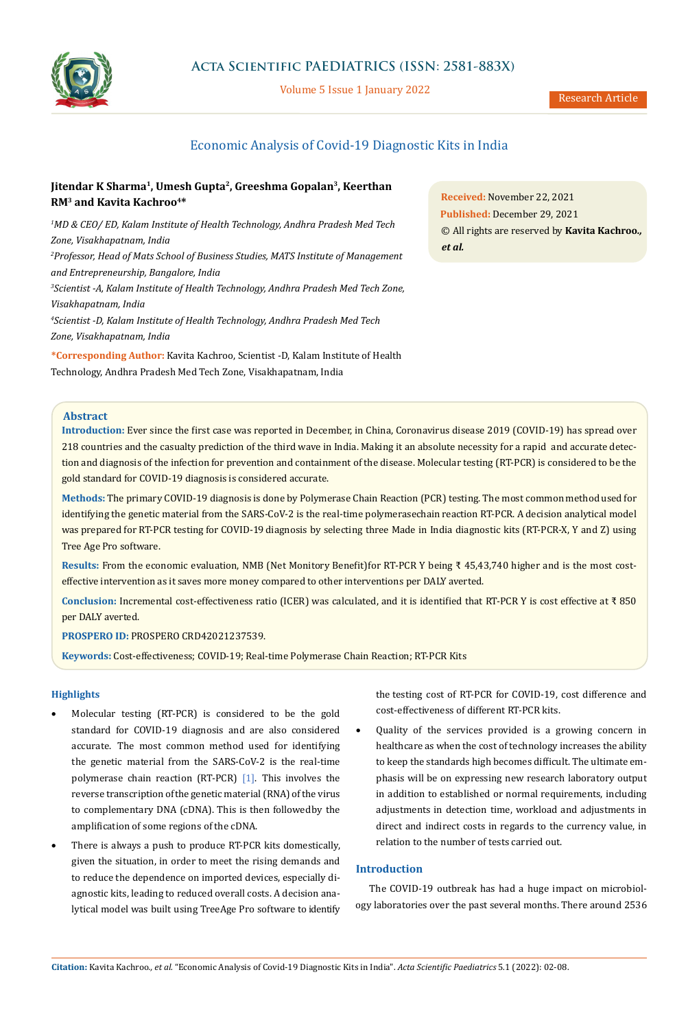# Economic Analysis of Covid-19 Diagnostic Kits in India

**Jitendar K Sharma[1], Umesh Gupta[2], Greeshma Gopalan[3], Keerthan RM[3] and Kavita Kachroo[4]***

[1]*MD & CEO/ ED, Kalam Institute of Health Technology, Andhra Pradesh Med Tech Zone, Visakhapatnam, India*

[2]*Professor, Head of Mats School of Business Studies, MATS Institute of Management and Entrepreneurship, Bangalore, India*

[3]*Scientist -A, Kalam Institute of Health Technology, Andhra Pradesh Med Tech Zone, Visakhapatnam, India*

[4]*Scientist -D, Kalam Institute of Health Technology, Andhra Pradesh Med Tech Zone, Visakhapatnam, India*

***Corresponding Author:** Kavita Kachroo, Scientist -D, Kalam Institute of Health Technology, Andhra Pradesh Med Tech Zone, Visakhapatnam, India

**Received:** November 22, 2021
**Published:** December 29, 2021
© All rights are reserved by **Kavita Kachroo., *et al.***

## Abstract

**Introduction:** Ever since the first case was reported in December, in China, Coronavirus disease 2019 (COVID-19) has spread over 218 countries and the casualty prediction of the third wave in India. Making it an absolute necessity for a rapid and accurate detection and diagnosis of the infection for prevention and containment of the disease. Molecular testing (RT-PCR) is considered to be the gold standard for COVID-19 diagnosis is considered accurate.

**Methods:** The primary COVID-19 diagnosis is done by Polymerase Chain Reaction (PCR) testing. The most common method used for identifying the genetic material from the SARS-CoV-2 is the real-time polymerasechain reaction RT-PCR. A decision analytical model was prepared for RT-PCR testing for COVID-19 diagnosis by selecting three Made in India diagnostic kits (RT-PCR-X, Y and Z) using Tree Age Pro software.

**Results:** From the economic evaluation, NMB (Net Monitory Benefit)for RT-PCR Y being ₹ 45,43,740 higher and is the most cost-effective intervention as it saves more money compared to other interventions per DALY averted.

**Conclusion:** Incremental cost-effectiveness ratio (ICER) was calculated, and it is identified that RT-PCR Y is cost effective at ₹ 850 per DALY averted.

**PROSPERO ID:** PROSPERO CRD42021237539.

**Keywords:** Cost-effectiveness; COVID-19; Real-time Polymerase Chain Reaction; RT-PCR Kits

## Highlights

- Molecular testing (RT-PCR) is considered to be the gold standard for COVID-19 diagnosis and are also considered accurate. The most common method used for identifying the genetic material from the SARS-CoV-2 is the real-time polymerase chain reaction (RT-PCR) [1]. This involves the reverse transcription of the genetic material (RNA) of the virus to complementary DNA (cDNA). This is then followedby the amplification of some regions of the cDNA.
- There is always a push to produce RT-PCR kits domestically, given the situation, in order to meet the rising demands and to reduce the dependence on imported devices, especially diagnostic kits, leading to reduced overall costs. A decision analytical model was built using TreeAge Pro software to identify the testing cost of RT-PCR for COVID-19, cost difference and cost-effectiveness of different RT-PCR kits.
- Quality of the services provided is a growing concern in healthcare as when the cost of technology increases the ability to keep the standards high becomes difficult. The ultimate emphasis will be on expressing new research laboratory output in addition to established or normal requirements, including adjustments in detection time, workload and adjustments in direct and indirect costs in regards to the currency value, in relation to the number of tests carried out.

## Introduction

The COVID-19 outbreak has had a huge impact on microbiology laboratories over the past several months. There around 2536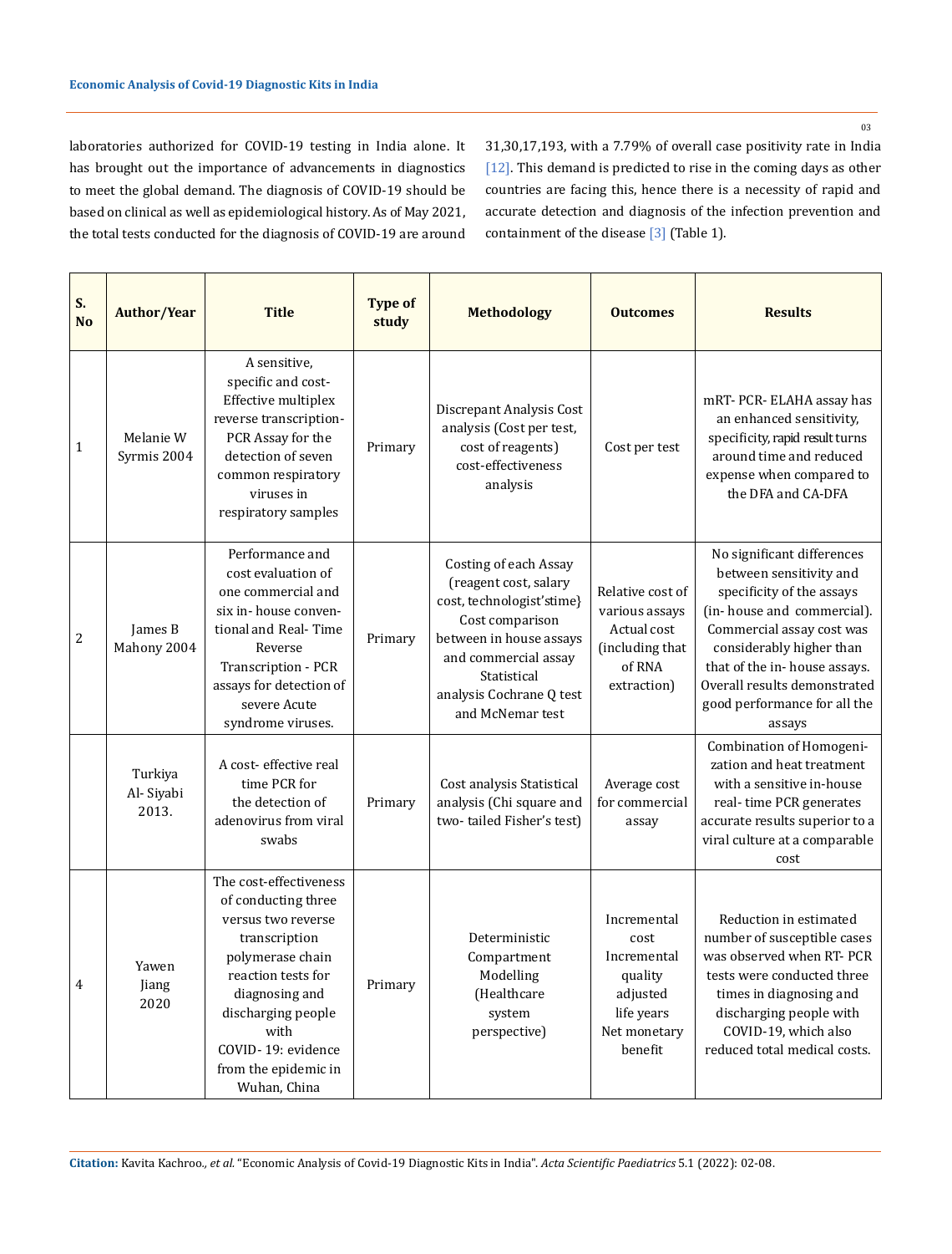laboratories authorized for COVID-19 testing in India alone. It has brought out the importance of advancements in diagnostics to meet the global demand. The diagnosis of COVID-19 should be based on clinical as well as epidemiological history. As of May 2021, the total tests conducted for the diagnosis of COVID-19 are around 31,30,17,193, with a 7.79% of overall case positivity rate in India [12]. This demand is predicted to rise in the coming days as other countries are facing this, hence there is a necessity of rapid and accurate detection and diagnosis of the infection prevention and containment of the disease [3] (Table 1).

| S. No | Author/Year | Title | Type of study | Methodology | Outcomes | Results |
|---|---|---|---|---|---|---|
| 1 | Melanie W Syrmis 2004 | A sensitive, specific and cost-Effective multiplex reverse transcription-PCR Assay for the detection of seven common respiratory viruses in respiratory samples | Primary | Discrepant Analysis Cost analysis (Cost per test, cost of reagents) cost-effectiveness analysis | Cost per test | mRT- PCR- ELAHA assay has an enhanced sensitivity, specificity, rapid result turns around time and reduced expense when compared to the DFA and CA-DFA |
| 2 | James B Mahony 2004 | Performance and cost evaluation of one commercial and six in- house conventional and Real- Time Reverse Transcription - PCR assays for detection of severe Acute syndrome viruses. | Primary | Costing of each Assay (reagent cost, salary cost, technologist'stime} Cost comparison between in house assays and commercial assay Statistical analysis Cochrane Q test and McNemar test | Relative cost of various assays Actual cost (including that of RNA extraction) | No significant differences between sensitivity and specificity of the assays (in- house and commercial). Commercial assay cost was considerably higher than that of the in- house assays. Overall results demonstrated good performance for all the assays |
| | Turkiya Al- Siyabi 2013. | A cost- effective real time PCR for the detection of adenovirus from viral swabs | Primary | Cost analysis Statistical analysis (Chi square and two- tailed Fisher's test) | Average cost for commercial assay | Combination of Homogenization and heat treatment with a sensitive in-house real- time PCR generates accurate results superior to a viral culture at a comparable cost |
| 4 | Yawen Jiang 2020 | The cost-effectiveness of conducting three versus two reverse transcription polymerase chain reaction tests for diagnosing and discharging people with COVID- 19: evidence from the epidemic in Wuhan, China | Primary | Deterministic Compartment Modelling (Healthcare system perspective) | Incremental cost Incremental quality adjusted life years Net monetary benefit | Reduction in estimated number of susceptible cases was observed when RT- PCR tests were conducted three times in diagnosing and discharging people with COVID-19, which also reduced total medical costs. |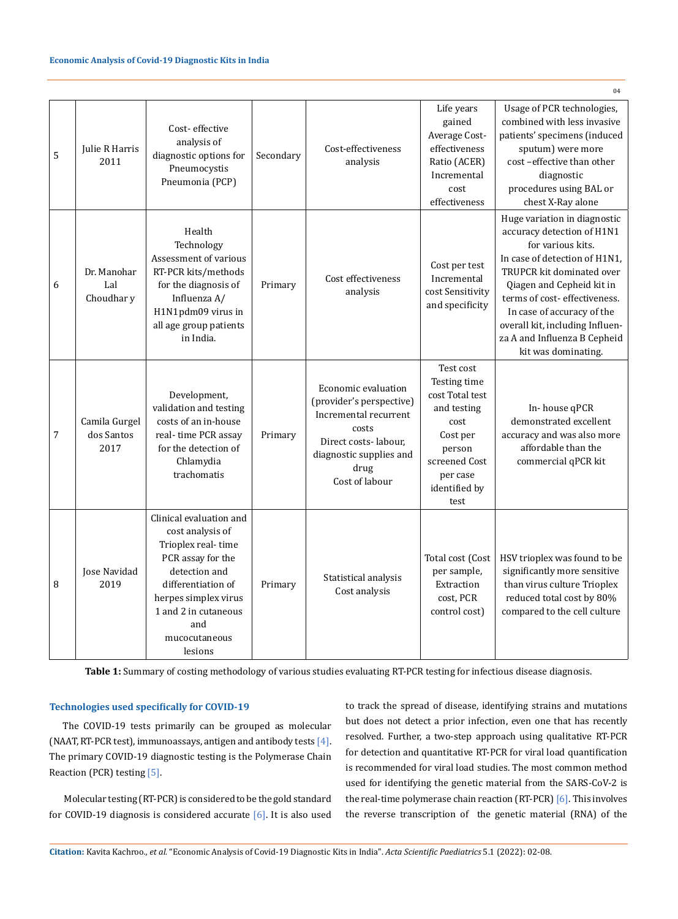| 5 | Julie R Harris 2011 | Cost- effective analysis of diagnostic options for Pneumocystis Pneumonia (PCP) | Secondary | Cost-effectiveness analysis | Life years gained Average Cost-effectiveness Ratio (ACER) Incremental cost effectiveness | Usage of PCR technologies, combined with less invasive patients' specimens (induced sputum) were more cost –effective than other diagnostic procedures using BAL or chest X-Ray alone |
|---|---|---|---|---|---|---|
| 6 | Dr. Manohar Lal Choudhar y | Health Technology Assessment of various RT-PCR kits/methods for the diagnosis of Influenza A/ H1N1pdm09 virus in all age group patients in India. | Primary | Cost effectiveness analysis | Cost per test Incremental cost Sensitivity and specificity | Huge variation in diagnostic accuracy detection of H1N1 for various kits. In case of detection of H1N1, TRUPCR kit dominated over Qiagen and Cepheid kit in terms of cost- effectiveness. In case of accuracy of the overall kit, including Influenza A and Influenza B Cepheid kit was dominating. |
| 7 | Camila Gurgel dos Santos 2017 | Development, validation and testing costs of an in-house real- time PCR assay for the detection of Chlamydia trachomatis | Primary | Economic evaluation (provider's perspective) Incremental recurrent costs Direct costs- labour, diagnostic supplies and drug Cost of labour | Test cost Testing time cost Total test and testing cost Cost per person screened Cost per case identified by test | In- house qPCR demonstrated excellent accuracy and was also more affordable than the commercial qPCR kit |
| 8 | Jose Navidad 2019 | Clinical evaluation and cost analysis of Trioplex real- time PCR assay for the detection and differentiation of herpes simplex virus 1 and 2 in cutaneous and mucocutaneous lesions | Primary | Statistical analysis Cost analysis | Total cost (Cost per sample, Extraction cost, PCR control cost) | HSV trioplex was found to be significantly more sensitive than virus culture Trioplex reduced total cost by 80% compared to the cell culture |

**Table 1:** Summary of costing methodology of various studies evaluating RT-PCR testing for infectious disease diagnosis.

### Technologies used specifically for COVID-19

The COVID-19 tests primarily can be grouped as molecular (NAAT, RT-PCR test), immunoassays, antigen and antibody tests [4]. The primary COVID-19 diagnostic testing is the Polymerase Chain Reaction (PCR) testing [5].

Molecular testing (RT-PCR) is considered to be the gold standard for COVID-19 diagnosis is considered accurate [6]. It is also used to track the spread of disease, identifying strains and mutations but does not detect a prior infection, even one that has recently resolved. Further, a two-step approach using qualitative RT-PCR for detection and quantitative RT-PCR for viral load quantification is recommended for viral load studies. The most common method used for identifying the genetic material from the SARS-CoV-2 is the real-time polymerase chain reaction (RT-PCR) [6]. This involves the reverse transcription of the genetic material (RNA) of the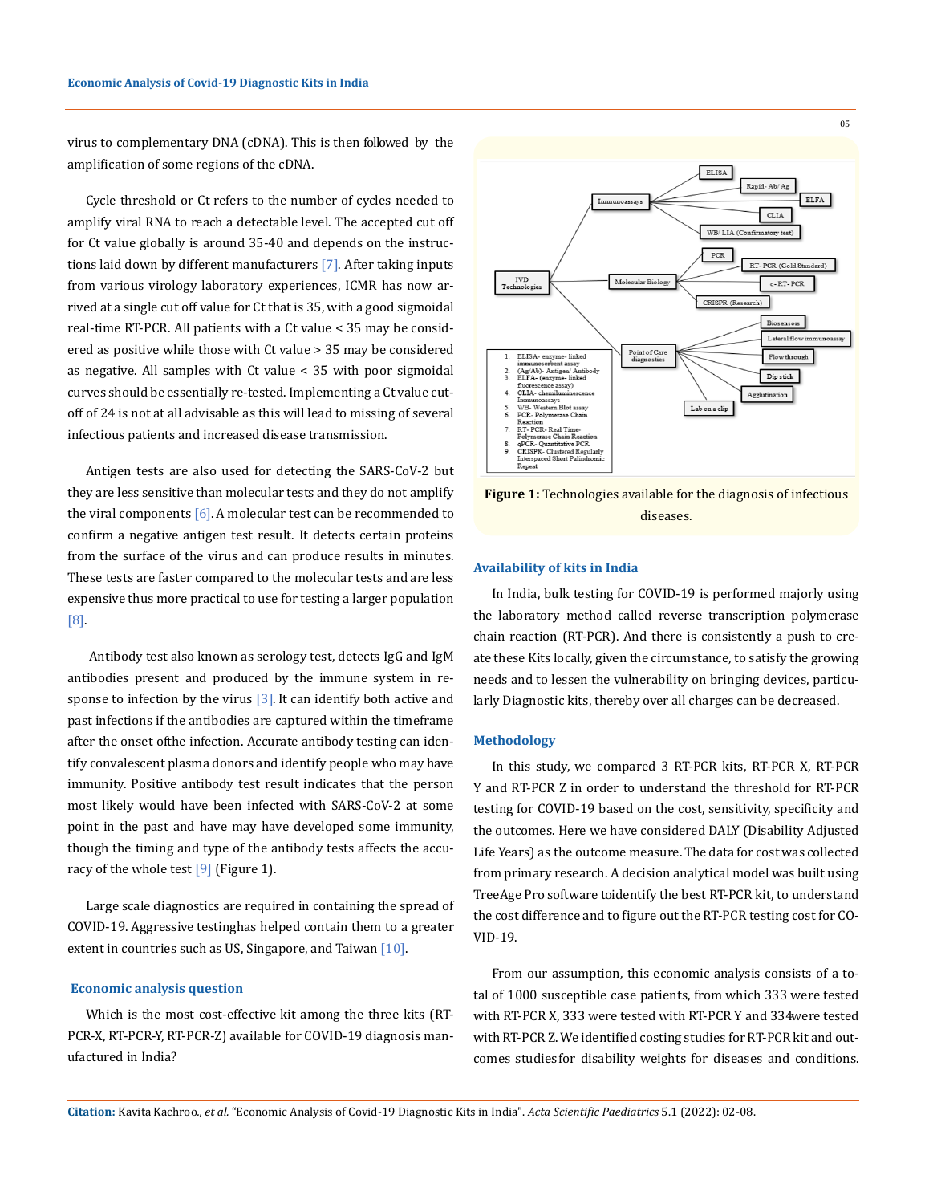virus to complementary DNA (cDNA). This is then followed by the amplification of some regions of the cDNA.

Cycle threshold or Ct refers to the number of cycles needed to amplify viral RNA to reach a detectable level. The accepted cut off for Ct value globally is around 35-40 and depends on the instructions laid down by different manufacturers [7]. After taking inputs from various virology laboratory experiences, ICMR has now arrived at a single cut off value for Ct that is 35, with a good sigmoidal real-time RT-PCR. All patients with a Ct value < 35 may be considered as positive while those with Ct value > 35 may be considered as negative. All samples with Ct value < 35 with poor sigmoidal curves should be essentially re-tested. Implementing a Ct value cut-off of 24 is not at all advisable as this will lead to missing of several infectious patients and increased disease transmission.

Antigen tests are also used for detecting the SARS-CoV-2 but they are less sensitive than molecular tests and they do not amplify the viral components [6]. A molecular test can be recommended to confirm a negative antigen test result. It detects certain proteins from the surface of the virus and can produce results in minutes. These tests are faster compared to the molecular tests and are less expensive thus more practical to use for testing a larger population [8].

Antibody test also known as serology test, detects IgG and IgM antibodies present and produced by the immune system in response to infection by the virus [3]. It can identify both active and past infections if the antibodies are captured within the timeframe after the onset ofthe infection. Accurate antibody testing can identify convalescent plasma donors and identify people who may have immunity. Positive antibody test result indicates that the person most likely would have been infected with SARS-CoV-2 at some point in the past and have may have developed some immunity, though the timing and type of the antibody tests affects the accuracy of the whole test [9] (Figure 1).

Large scale diagnostics are required in containing the spread of COVID-19. Aggressive testinghas helped contain them to a greater extent in countries such as US, Singapore, and Taiwan [10].

## Economic analysis question

Which is the most cost-effective kit among the three kits (RT-PCR-X, RT-PCR-Y, RT-PCR-Z) available for COVID-19 diagnosis manufactured in India?

**Figure 1:** Technologies available for the diagnosis of infectious diseases.

## Availability of kits in India

In India, bulk testing for COVID-19 is performed majorly using the laboratory method called reverse transcription polymerase chain reaction (RT-PCR). And there is consistently a push to create these Kits locally, given the circumstance, to satisfy the growing needs and to lessen the vulnerability on bringing devices, particularly Diagnostic kits, thereby over all charges can be decreased.

## Methodology

In this study, we compared 3 RT-PCR kits, RT-PCR X, RT-PCR Y and RT-PCR Z in order to understand the threshold for RT-PCR testing for COVID-19 based on the cost, sensitivity, specificity and the outcomes. Here we have considered DALY (Disability Adjusted Life Years) as the outcome measure. The data for cost was collected from primary research. A decision analytical model was built using TreeAge Pro software toidentify the best RT-PCR kit, to understand the cost difference and to figure out the RT-PCR testing cost for COVID-19.

From our assumption, this economic analysis consists of a total of 1000 susceptible case patients, from which 333 were tested with RT-PCR X, 333 were tested with RT-PCR Y and 334were tested with RT-PCR Z. We identified costing studies for RT-PCR kit and outcomes studiesfor disability weights for diseases and conditions.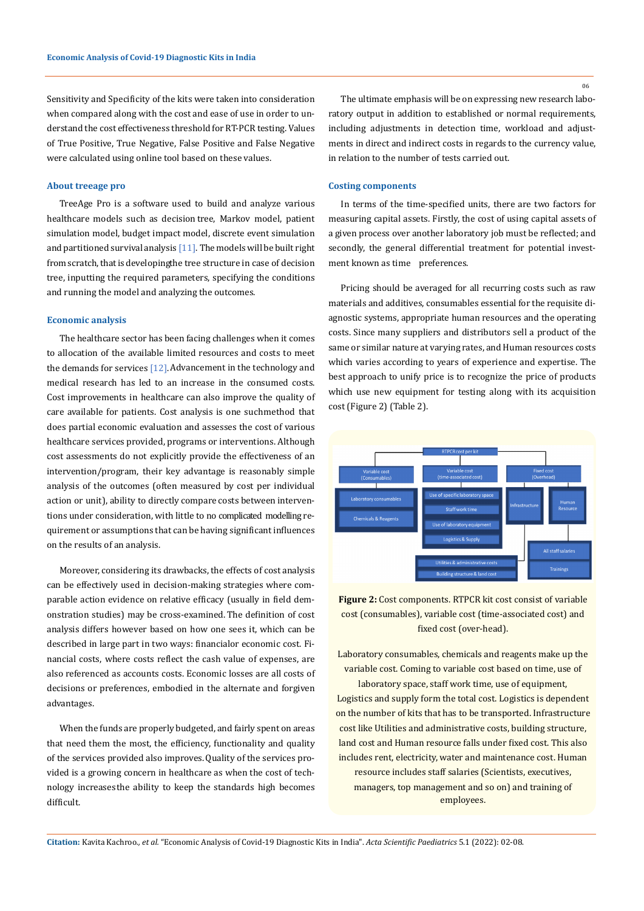Sensitivity and Specificity of the kits were taken into consideration when compared along with the cost and ease of use in order to understand the cost effectiveness threshold for RT-PCR testing. Values of True Positive, True Negative, False Positive and False Negative were calculated using online tool based on these values.

### About treeage pro

TreeAge Pro is a software used to build and analyze various healthcare models such as decision tree, Markov model, patient simulation model, budget impact model, discrete event simulation and partitioned survival analysis [11]. The models will be built right from scratch, that is developingthe tree structure in case of decision tree, inputting the required parameters, specifying the conditions and running the model and analyzing the outcomes.

### Economic analysis

The healthcare sector has been facing challenges when it comes to allocation of the available limited resources and costs to meet the demands for services [12]. Advancement in the technology and medical research has led to an increase in the consumed costs. Cost improvements in healthcare can also improve the quality of care available for patients. Cost analysis is one suchmethod that does partial economic evaluation and assesses the cost of various healthcare services provided, programs or interventions. Although cost assessments do not explicitly provide the effectiveness of an intervention/program, their key advantage is reasonably simple analysis of the outcomes (often measured by cost per individual action or unit), ability to directly compare costs between interventions under consideration, with little to no complicated modelling requirement or assumptions that can be having significant influences on the results of an analysis.

Moreover, considering its drawbacks, the effects of cost analysis can be effectively used in decision-making strategies where comparable action evidence on relative efficacy (usually in field demonstration studies) may be cross-examined. The definition of cost analysis differs however based on how one sees it, which can be described in large part in two ways: financialor economic cost. Financial costs, where costs reflect the cash value of expenses, are also referenced as accounts costs. Economic losses are all costs of decisions or preferences, embodied in the alternate and forgiven advantages.

When the funds are properly budgeted, and fairly spent on areas that need them the most, the efficiency, functionality and quality of the services provided also improves. Quality of the services provided is a growing concern in healthcare as when the cost of technology increasesthe ability to keep the standards high becomes difficult.

The ultimate emphasis will be on expressing new research laboratory output in addition to established or normal requirements, including adjustments in detection time, workload and adjustments in direct and indirect costs in regards to the currency value, in relation to the number of tests carried out.

### Costing components

In terms of the time-specified units, there are two factors for measuring capital assets. Firstly, the cost of using capital assets of a given process over another laboratory job must be reflected; and secondly, the general differential treatment for potential investment known as time preferences.

Pricing should be averaged for all recurring costs such as raw materials and additives, consumables essential for the requisite diagnostic systems, appropriate human resources and the operating costs. Since many suppliers and distributors sell a product of the same or similar nature at varying rates, and Human resources costs which varies according to years of experience and expertise. The best approach to unify price is to recognize the price of products which use new equipment for testing along with its acquisition cost (Figure 2) (Table 2).

**Figure 2:** Cost components. RTPCR kit cost consist of variable cost (consumables), variable cost (time-associated cost) and fixed cost (over-head).

Laboratory consumables, chemicals and reagents make up the variable cost. Coming to variable cost based on time, use of laboratory space, staff work time, use of equipment, Logistics and supply form the total cost. Logistics is dependent on the number of kits that has to be transported. Infrastructure cost like Utilities and administrative costs, building structure, land cost and Human resource falls under fixed cost. This also includes rent, electricity, water and maintenance cost. Human resource includes staff salaries (Scientists, executives, managers, top management and so on) and training of employees.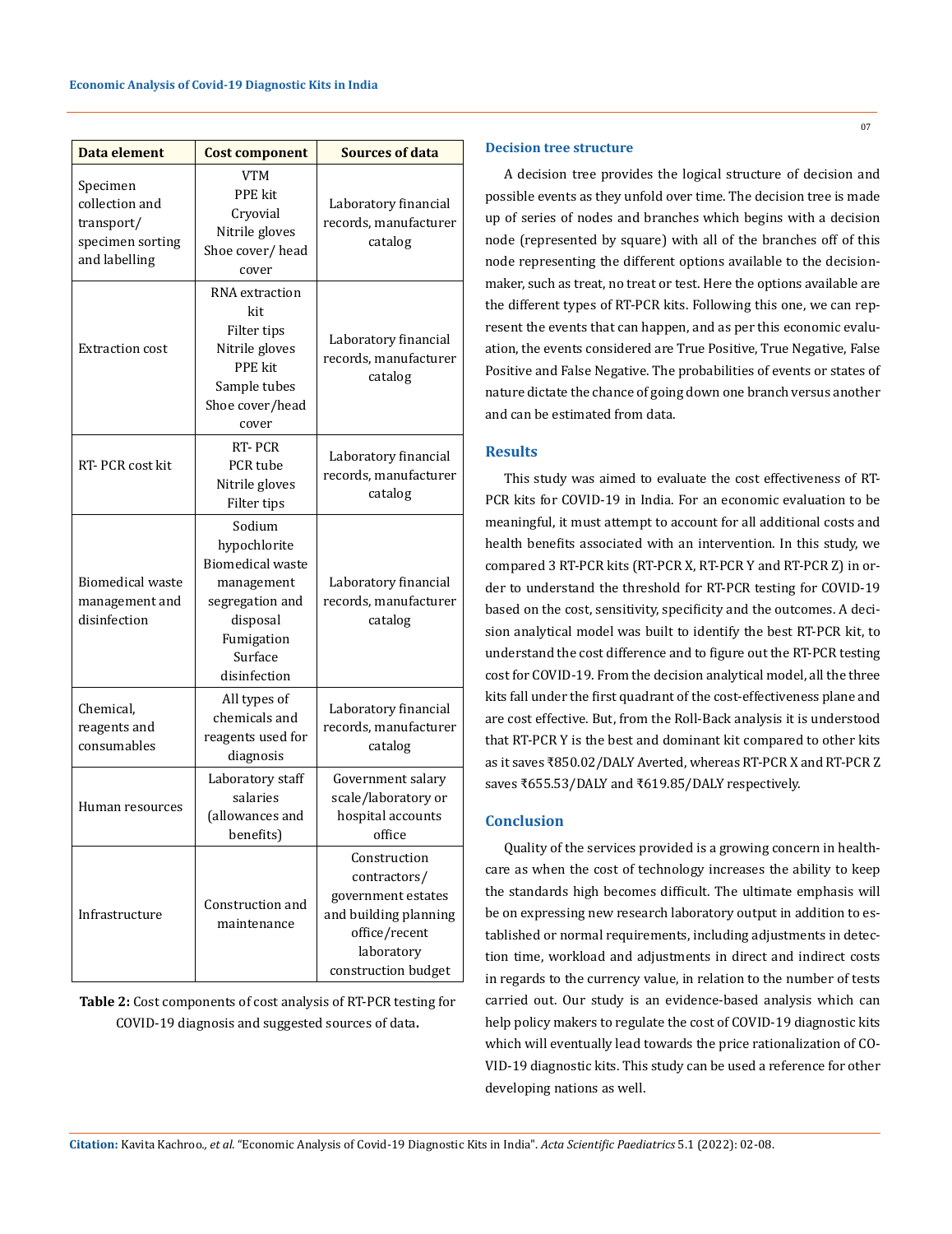| Data element | Cost component | Sources of data |
| --- | --- | --- |
| Specimen collection and transport/ specimen sorting and labelling | VTM<br>PPE kit<br>Cryovial<br>Nitrile gloves<br>Shoe cover/ head cover | Laboratory financial records, manufacturer catalog |
| Extraction cost | RNA extraction kit<br>Filter tips<br>Nitrile gloves<br>PPE kit<br>Sample tubes<br>Shoe cover/head cover | Laboratory financial records, manufacturer catalog |
| RT- PCR cost kit | RT- PCR<br>PCR tube<br>Nitrile gloves<br>Filter tips | Laboratory financial records, manufacturer catalog |
| Biomedical waste management and disinfection | Sodium hypochlorite<br>Biomedical waste management segregation and disposal<br>Fumigation<br>Surface disinfection | Laboratory financial records, manufacturer catalog |
| Chemical, reagents and consumables | All types of chemicals and reagents used for diagnosis | Laboratory financial records, manufacturer catalog |
| Human resources | Laboratory staff salaries (allowances and benefits) | Government salary scale/laboratory or hospital accounts office |
| Infrastructure | Construction and maintenance | Construction contractors/ government estates and building planning office/recent laboratory construction budget |

**Table 2:** Cost components of cost analysis of RT-PCR testing for COVID-19 diagnosis and suggested sources of data**.**

### Decision tree structure

A decision tree provides the logical structure of decision and possible events as they unfold over time. The decision tree is made up of series of nodes and branches which begins with a decision node (represented by square) with all of the branches off of this node representing the different options available to the decision-maker, such as treat, no treat or test. Here the options available are the different types of RT-PCR kits. Following this one, we can represent the events that can happen, and as per this economic evaluation, the events considered are True Positive, True Negative, False Positive and False Negative. The probabilities of events or states of nature dictate the chance of going down one branch versus another and can be estimated from data.

## Results

This study was aimed to evaluate the cost effectiveness of RT-PCR kits for COVID-19 in India. For an economic evaluation to be meaningful, it must attempt to account for all additional costs and health benefits associated with an intervention. In this study, we compared 3 RT-PCR kits (RT-PCR X, RT-PCR Y and RT-PCR Z) in order to understand the threshold for RT-PCR testing for COVID-19 based on the cost, sensitivity, specificity and the outcomes. A decision analytical model was built to identify the best RT-PCR kit, to understand the cost difference and to figure out the RT-PCR testing cost for COVID-19. From the decision analytical model, all the three kits fall under the first quadrant of the cost-effectiveness plane and are cost effective. But, from the Roll-Back analysis it is understood that RT-PCR Y is the best and dominant kit compared to other kits as it saves ₹850.02/DALY Averted, whereas RT-PCR X and RT-PCR Z saves ₹655.53/DALY and ₹619.85/DALY respectively.

## Conclusion

Quality of the services provided is a growing concern in healthcare as when the cost of technology increases the ability to keep the standards high becomes difficult. The ultimate emphasis will be on expressing new research laboratory output in addition to established or normal requirements, including adjustments in detection time, workload and adjustments in direct and indirect costs in regards to the currency value, in relation to the number of tests carried out. Our study is an evidence-based analysis which can help policy makers to regulate the cost of COVID-19 diagnostic kits which will eventually lead towards the price rationalization of COVID-19 diagnostic kits. This study can be used a reference for other developing nations as well.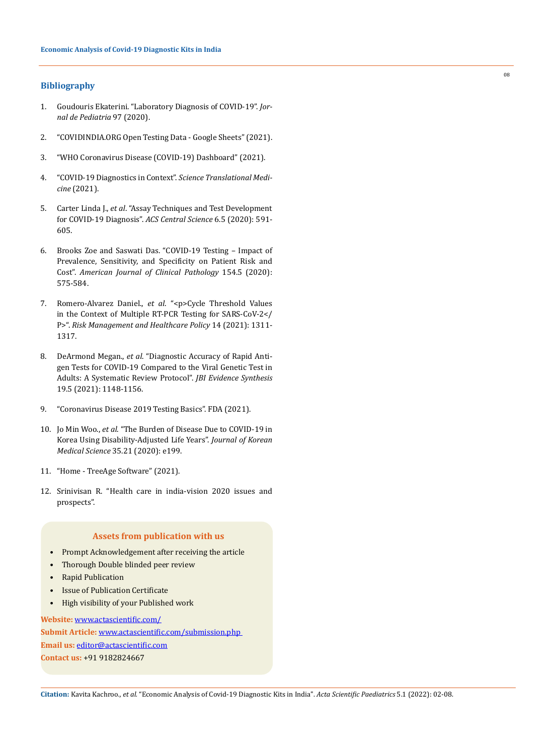## Bibliography

1. Goudouris Ekaterini. "Laboratory Diagnosis of COVID-19". *Jornal de Pediatria* 97 (2020).
2. "COVIDINDIA.ORG Open Testing Data - Google Sheets" (2021).
3. "WHO Coronavirus Disease (COVID-19) Dashboard" (2021).
4. "COVID-19 Diagnostics in Context". *Science Translational Medicine* (2021).
5. Carter Linda J., *et al*. "Assay Techniques and Test Development for COVID-19 Diagnosis". *ACS Central Science* 6.5 (2020): 591-605.
6. Brooks Zoe and Saswati Das. "COVID-19 Testing – Impact of Prevalence, Sensitivity, and Specificity on Patient Risk and Cost". *American Journal of Clinical Pathology* 154.5 (2020): 575-584.
7. Romero-Alvarez Daniel., *et al*. "<p>Cycle Threshold Values in the Context of Multiple RT-PCR Testing for SARS-CoV-2</P>". *Risk Management and Healthcare Policy* 14 (2021): 1311-1317.
8. DeArmond Megan., *et al*. "Diagnostic Accuracy of Rapid Antigen Tests for COVID-19 Compared to the Viral Genetic Test in Adults: A Systematic Review Protocol". *JBI Evidence Synthesis* 19.5 (2021): 1148-1156.
9. "Coronavirus Disease 2019 Testing Basics". FDA (2021).
10. Jo Min Woo., *et al*. "The Burden of Disease Due to COVID-19 in Korea Using Disability-Adjusted Life Years". *Journal of Korean Medical Science* 35.21 (2020): e199.
11. "Home - TreeAge Software" (2021).
12. Srinivisan R. "Health care in india-vision 2020 issues and prospects".

**Assets from publication with us**

- Prompt Acknowledgement after receiving the article
- Thorough Double blinded peer review
- Rapid Publication
- Issue of Publication Certificate
- High visibility of your Published work

**Website:** www.actascientific.com/
**Submit Article:** www.actascientific.com/submission.php
**Email us:** editor@actascientific.com
**Contact us:** +91 9182824667